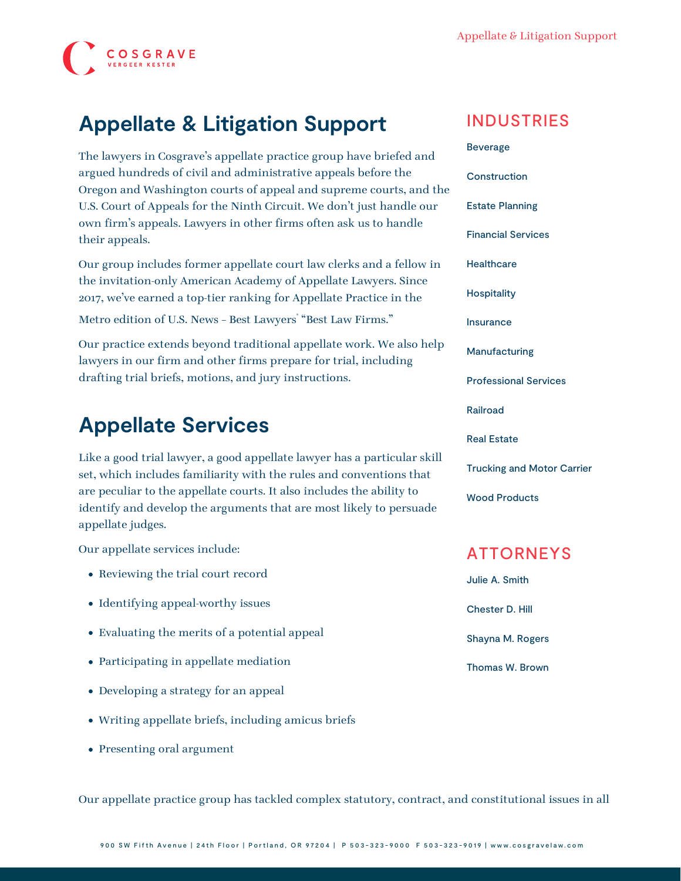# Appellate & Litigation Support

The lawyers in Cosgrave's appellate practice group have briefed and argued hundreds of civil and administrative appeals before the Oregon and Washington courts of appeal and supreme courts, and the U.S. Court of Appeals for the Ninth Circuit. We don't just handle our own firm's appeals. Lawyers in other firms often ask us to handle their appeals.

Our group includes former appellate court law clerks and a fellow in the invitation-only American Academy of Appellate Lawyers. Since 2017, we've earned a top-tier ranking for Appellate Practice in the Metro edition of U.S. News - Best Lawyers® "Best Law Firms."

Our practice extends beyond traditional appellate work. We also help lawyers in our firm and other firms prepare for trial, including drafting trial briefs, motions, and jury instructions.

## Appellate Services

Like a good trial lawyer, a good appellate lawyer has a particular skill set, which includes familiarity with the rules and conventions that are peculiar to the appellate courts. It also includes the ability to identify and develop the arguments that are most likely to persuade appellate judges.

Our appellate services include:

- Reviewing the trial court record
- Identifying appeal-worthy issues
- Evaluating the merits of a potential appeal
- Participating in appellate mediation
- Developing a strategy for an appeal
- Writing appellate briefs, including amicus briefs
- Presenting oral argument

Our appellate practice group has tackled complex statutory, contract, and constitutional issues in all

## INDUSTRIES

Beverage

Construction

Estate Planning

Financial Services

Healthcare

Hospitality

Insurance

Manufacturing

Professional Services

Railroad

Real Estate

Trucking and Motor Carrier

Wood Products

## ATTORNEYS

Julie A. Smith

Chester D. Hill

Shayna M. Rogers

Thomas W. Brown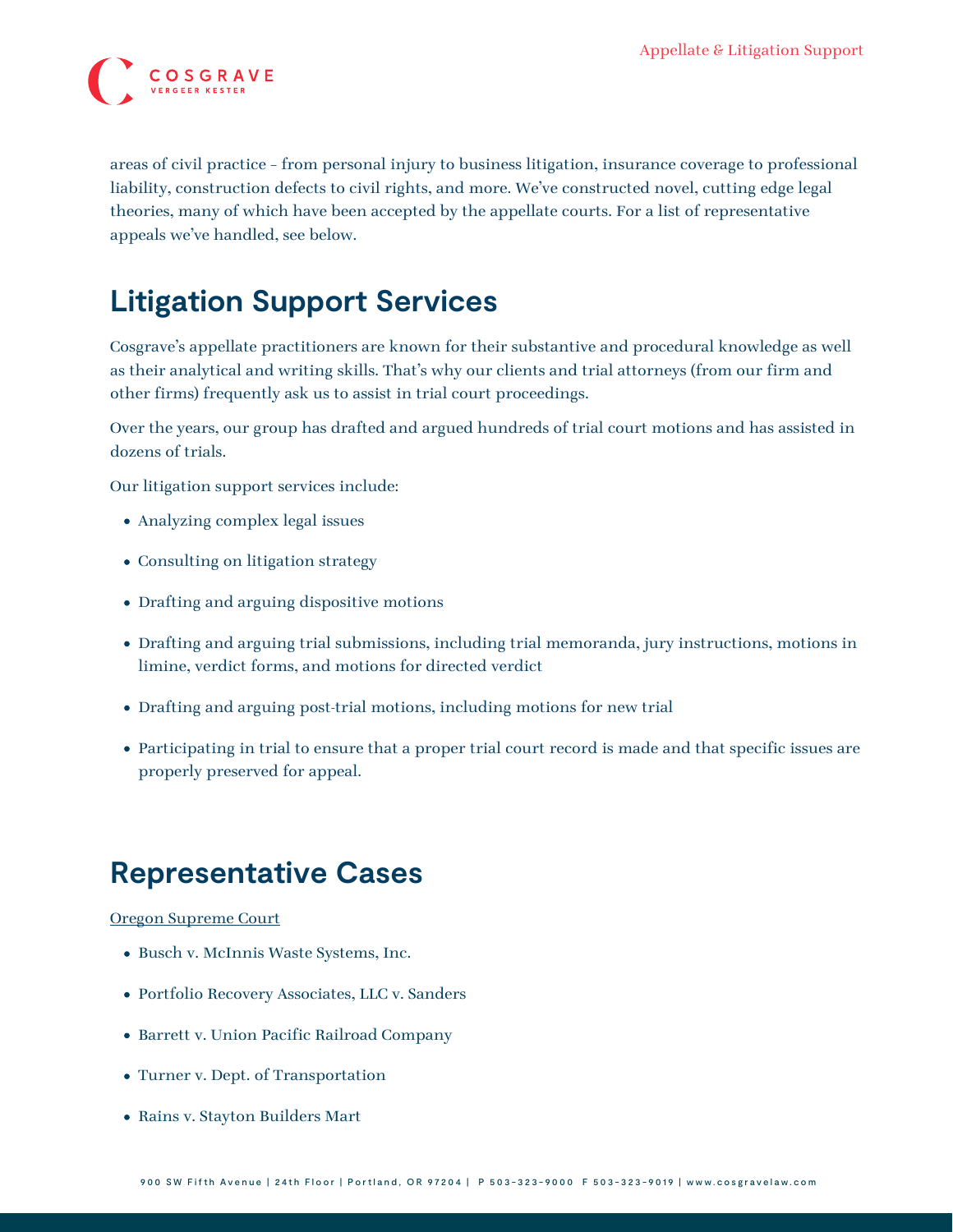areas of civil practice – from personal injury to business litigation, insurance coverage to professional liability, construction defects to civil rights, and more. We've constructed novel, cutting edge legal theories, many of which have been accepted by the appellate courts. For a list of representative appeals we've handled, see below.

## Litigation Support Services

Cosgrave's appellate practitioners are known for their substantive and procedural knowledge as well as their analytical and writing skills. That's why our clients and trial attorneys (from our firm and other firms) frequently ask us to assist in trial court proceedings.

Over the years, our group has drafted and argued hundreds of trial court motions and has assisted in dozens of trials.

Our litigation support services include:

- Analyzing complex legal issues
- Consulting on litigation strategy
- Drafting and arguing dispositive motions
- Drafting and arguing trial submissions, including trial memoranda, jury instructions, motions in limine, verdict forms, and motions for directed verdict
- Drafting and arguing post-trial motions, including motions for new trial
- Participating in trial to ensure that a proper trial court record is made and that specific issues are properly preserved for appeal.

## Representative Cases

Oregon Supreme Court

- Busch v. McInnis Waste Systems, Inc.
- Portfolio Recovery Associates, LLC v. Sanders
- Barrett v. Union Pacific Railroad Company
- Turner v. Dept. of Transportation
- Rains v. Stayton Builders Mart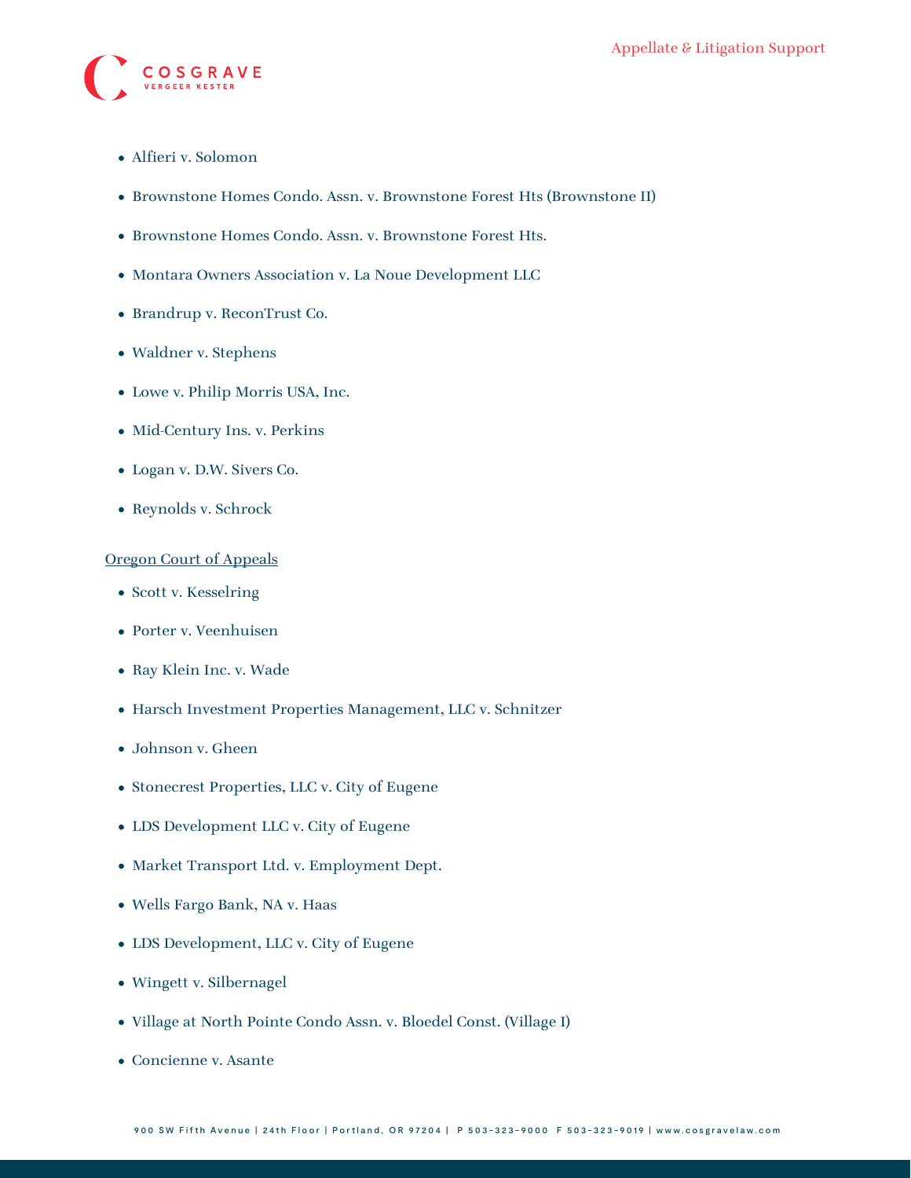- Alfieri v. Solomon
- Brownstone Homes Condo. Assn. v. Brownstone Forest Hts (Brownstone II)
- Brownstone Homes Condo. Assn. v. Brownstone Forest Hts.
- Montara Owners Association v. La Noue Development LLC
- Brandrup v. ReconTrust Co.
- Waldner v. Stephens
- Lowe v. Philip Morris USA, Inc.
- Mid-Century Ins. v. Perkins
- Logan v. D.W. Sivers Co.
- Reynolds v. Schrock

Oregon Court of Appeals

- Scott v. Kesselring
- Porter v. Veenhuisen
- Ray Klein Inc. v. Wade
- Harsch Investment Properties Management, LLC v. Schnitzer
- Johnson v. Gheen
- Stonecrest Properties, LLC v. City of Eugene
- LDS Development LLC v. City of Eugene
- Market Transport Ltd. v. Employment Dept.
- Wells Fargo Bank, NA v. Haas
- LDS Development, LLC v. City of Eugene
- Wingett v. Silbernagel
- Village at North Pointe Condo Assn. v. Bloedel Const. (Village I)
- Concienne v. Asante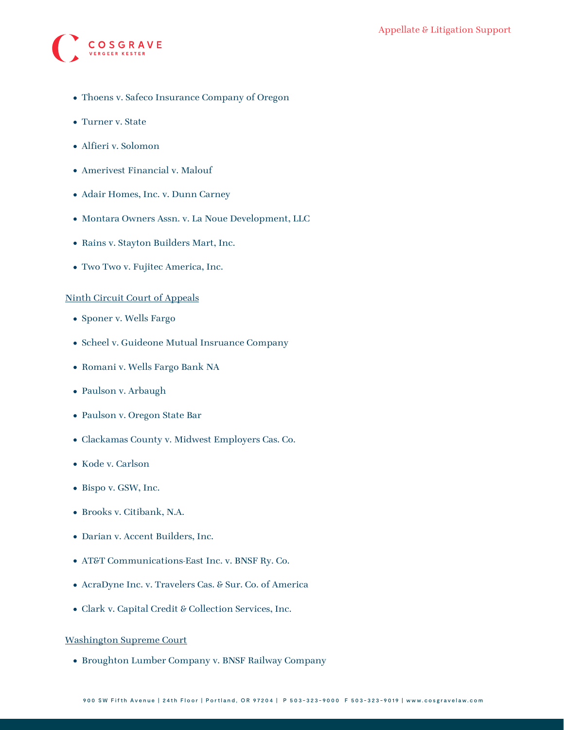- Thoens v. Safeco Insurance Company of Oregon
- Turner v. State
- Alfieri v. Solomon
- Amerivest Financial v. Malouf
- Adair Homes, Inc. v. Dunn Carney
- Montara Owners Assn. v. La Noue Development, LLC
- Rains v. Stayton Builders Mart, Inc.
- Two Two v. Fujitec America, Inc.

Ninth Circuit Court of Appeals

- Sponer v. Wells Fargo
- Scheel v. Guideone Mutual Insruance Company
- Romani v. Wells Fargo Bank NA
- Paulson v. Arbaugh
- Paulson v. Oregon State Bar
- Clackamas County v. Midwest Employers Cas. Co.
- Kode v. Carlson
- Bispo v. GSW, Inc.
- Brooks v. Citibank, N.A.
- Darian v. Accent Builders, Inc.
- AT&T Communications-East Inc. v. BNSF Ry. Co.
- AcraDyne Inc. v. Travelers Cas. & Sur. Co. of America
- Clark v. Capital Credit & Collection Services, Inc.

Washington Supreme Court

- Broughton Lumber Company v. BNSF Railway Company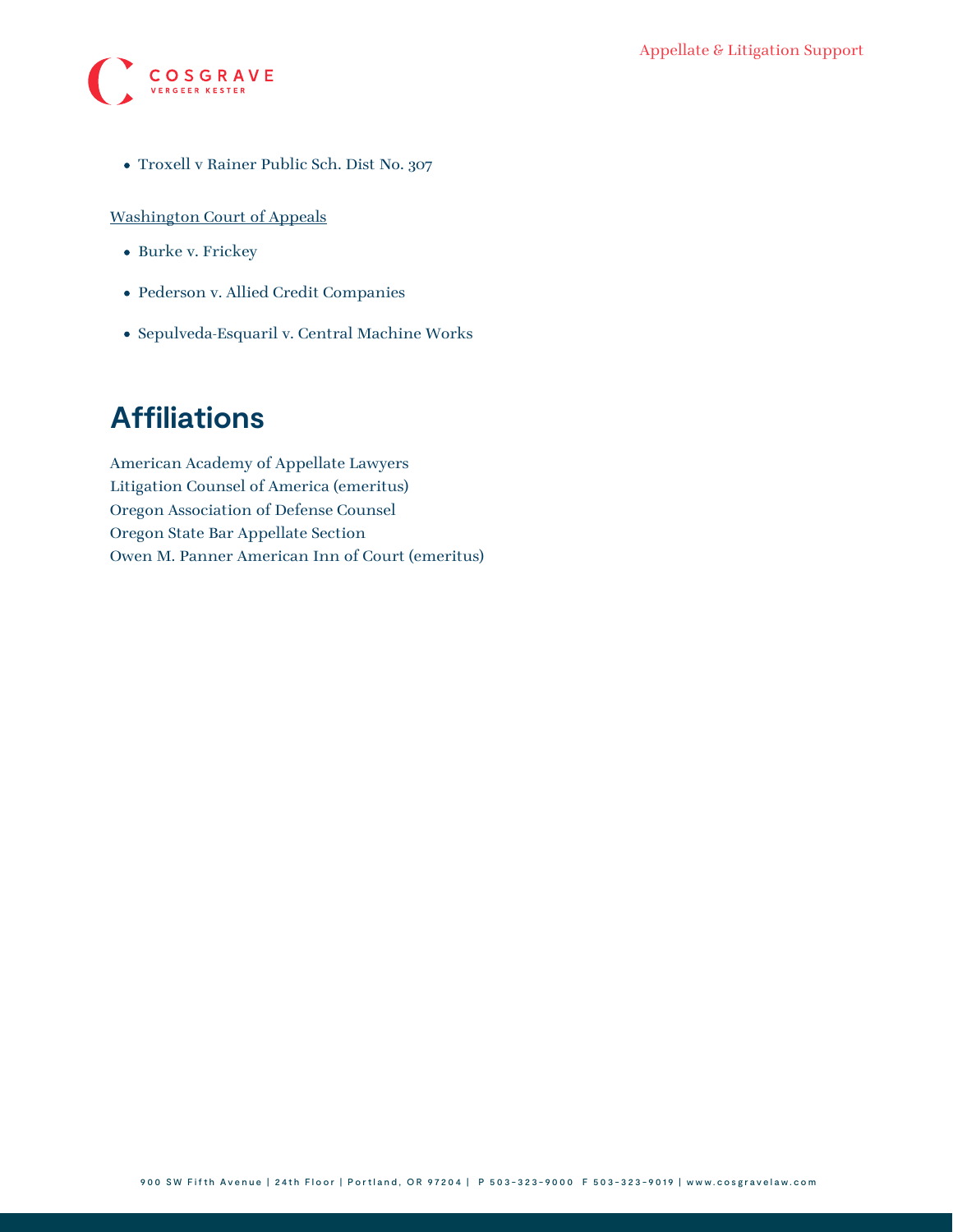- Troxell v Rainer Public Sch. Dist No. 307

Washington Court of Appeals

- Burke v. Frickey
- Pederson v. Allied Credit Companies
- Sepulveda-Esquaril v. Central Machine Works

## Affiliations

American Academy of Appellate Lawyers
Litigation Counsel of America (emeritus)
Oregon Association of Defense Counsel
Oregon State Bar Appellate Section
Owen M. Panner American Inn of Court (emeritus)